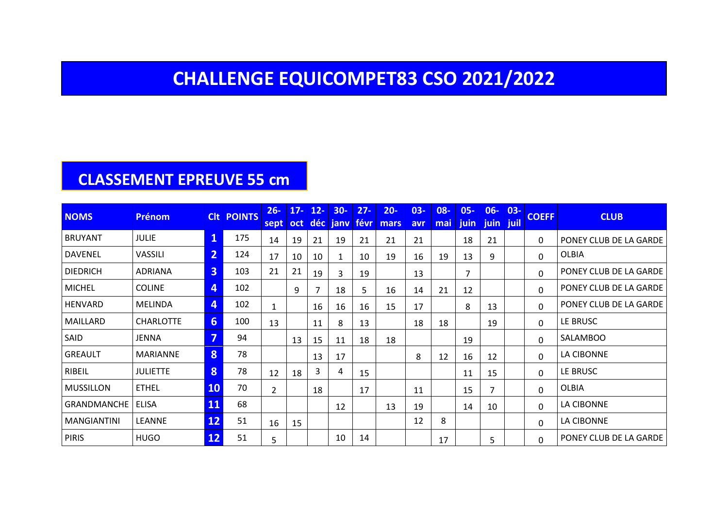# CHALLENGE EQUICOMPET83 CSO 2021/2022

## CLASSEMENT EPREUVE 55 cm

| NOMS | Prénom | Clt | POINTS | 26-sept | 17-oct | 12-déc | 30-janv | 27-févr | 20-mars | 03-avr | 08-mai | 05-juin | 06-juin | 03-juil | COEFF | CLUB |
|---|---|---|---|---|---|---|---|---|---|---|---|---|---|---|---|---|
| BRUYANT | JULIE | 1 | 175 | 14 | 19 | 21 | 19 | 21 | 21 | 21 | | 18 | 21 | | 0 | PONEY CLUB DE LA GARDE |
| DAVENEL | VASSILI | 2 | 124 | 17 | 10 | 10 | 1 | 10 | 19 | 16 | 19 | 13 | 9 | | 0 | OLBIA |
| DIEDRICH | ADRIANA | 3 | 103 | 21 | 21 | 19 | 3 | 19 | | 13 | | 7 | | | 0 | PONEY CLUB DE LA GARDE |
| MICHEL | COLINE | 4 | 102 | | 9 | 7 | 18 | 5 | 16 | 14 | 21 | 12 | | | 0 | PONEY CLUB DE LA GARDE |
| HENVARD | MELINDA | 4 | 102 | 1 | | 16 | 16 | 16 | 15 | 17 | | 8 | 13 | | 0 | PONEY CLUB DE LA GARDE |
| MAILLARD | CHARLOTTE | 6 | 100 | 13 | | 11 | 8 | 13 | | 18 | 18 | | 19 | | 0 | LE BRUSC |
| SAID | JENNA | 7 | 94 | | 13 | 15 | 11 | 18 | 18 | | | 19 | | | 0 | SALAMBOO |
| GREAULT | MARIANNE | 8 | 78 | | | 13 | 17 | | | 8 | 12 | 16 | 12 | | 0 | LA CIBONNE |
| RIBEIL | JULIETTE | 8 | 78 | 12 | 18 | 3 | 4 | 15 | | | | 11 | 15 | | 0 | LE BRUSC |
| MUSSILLON | ETHEL | 10 | 70 | 2 | | 18 | | 17 | | 11 | | 15 | 7 | | 0 | OLBIA |
| GRANDMANCHE | ELISA | 11 | 68 | | | | 12 | | 13 | 19 | | 14 | 10 | | 0 | LA CIBONNE |
| MANGIANTINI | LEANNE | 12 | 51 | 16 | 15 | | | | | 12 | 8 | | | | 0 | LA CIBONNE |
| PIRIS | HUGO | 12 | 51 | 5 | | | 10 | 14 | | | 17 | | 5 | | 0 | PONEY CLUB DE LA GARDE |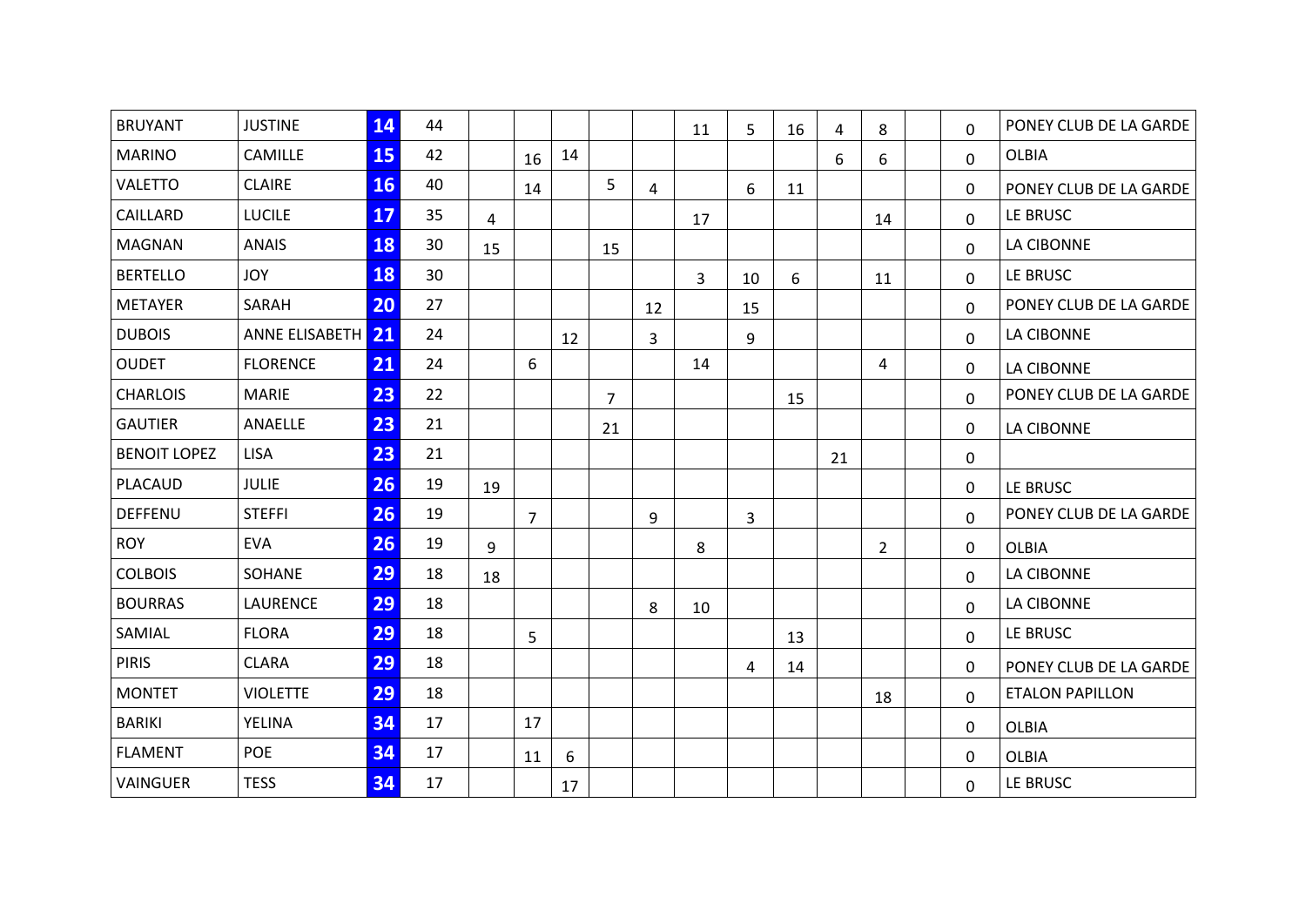| | | | | | | | | | | | | | | | | |
|---|---|---|---|---|---|---|---|---|---|---|---|---|---|---|---|---|
| BRUYANT | JUSTINE | 14 | 44 | | | | | | 11 | 5 | 16 | 4 | 8 | | 0 | PONEY CLUB DE LA GARDE |
| MARINO | CAMILLE | 15 | 42 | | 16 | 14 | | | | | | 6 | 6 | | 0 | OLBIA |
| VALETTO | CLAIRE | 16 | 40 | | 14 | | 5 | 4 | | 6 | 11 | | | | 0 | PONEY CLUB DE LA GARDE |
| CAILLARD | LUCILE | 17 | 35 | 4 | | | | | 17 | | | | 14 | | 0 | LE BRUSC |
| MAGNAN | ANAIS | 18 | 30 | 15 | | | 15 | | | | | | | | 0 | LA CIBONNE |
| BERTELLO | JOY | 18 | 30 | | | | | | 3 | 10 | 6 | | 11 | | 0 | LE BRUSC |
| METAYER | SARAH | 20 | 27 | | | | | 12 | | 15 | | | | | 0 | PONEY CLUB DE LA GARDE |
| DUBOIS | ANNE ELISABETH | 21 | 24 | | | 12 | | 3 | | 9 | | | | | 0 | LA CIBONNE |
| OUDET | FLORENCE | 21 | 24 | | 6 | | | | 14 | | | | 4 | | 0 | LA CIBONNE |
| CHARLOIS | MARIE | 23 | 22 | | | | 7 | | | | 15 | | | | 0 | PONEY CLUB DE LA GARDE |
| GAUTIER | ANAELLE | 23 | 21 | | | | 21 | | | | | | | | 0 | LA CIBONNE |
| BENOIT LOPEZ | LISA | 23 | 21 | | | | | | | | | 21 | | | 0 | |
| PLACAUD | JULIE | 26 | 19 | 19 | | | | | | | | | | | 0 | LE BRUSC |
| DEFFENU | STEFFI | 26 | 19 | | 7 | | | 9 | | 3 | | | | | 0 | PONEY CLUB DE LA GARDE |
| ROY | EVA | 26 | 19 | 9 | | | | | 8 | | | | 2 | | 0 | OLBIA |
| COLBOIS | SOHANE | 29 | 18 | 18 | | | | | | | | | | | 0 | LA CIBONNE |
| BOURRAS | LAURENCE | 29 | 18 | | | | | 8 | 10 | | | | | | 0 | LA CIBONNE |
| SAMIAL | FLORA | 29 | 18 | | 5 | | | | | | 13 | | | | 0 | LE BRUSC |
| PIRIS | CLARA | 29 | 18 | | | | | | | 4 | 14 | | | | 0 | PONEY CLUB DE LA GARDE |
| MONTET | VIOLETTE | 29 | 18 | | | | | | | | | | 18 | | 0 | ETALON PAPILLON |
| BARIKI | YELINA | 34 | 17 | | 17 | | | | | | | | | | 0 | OLBIA |
| FLAMENT | POE | 34 | 17 | | 11 | 6 | | | | | | | | | 0 | OLBIA |
| VAINGUER | TESS | 34 | 17 | | | 17 | | | | | | | | | 0 | LE BRUSC |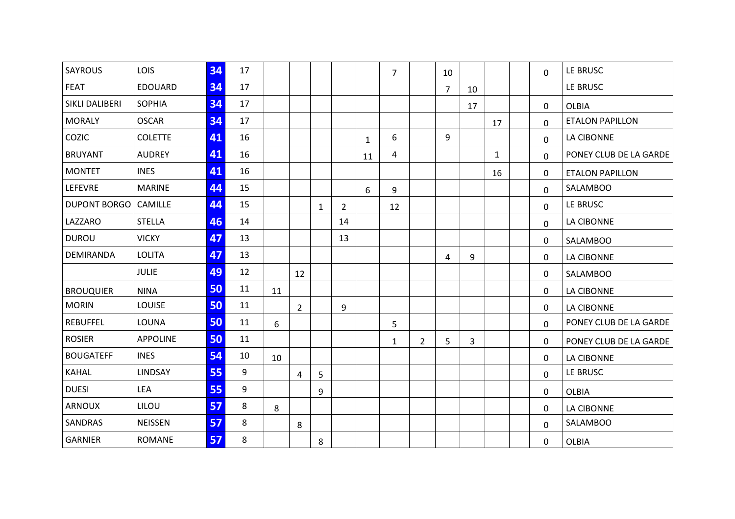| | | | | | | | | | | | | | | | | |
|---|---|---|---|---|---|---|---|---|---|---|---|---|---|---|---|---|
| SAYROUS | LOIS | 34 | 17 | | | | | | 7 | | 10 | | | | 0 | LE BRUSC |
| FEAT | EDOUARD | 34 | 17 | | | | | | | | 7 | 10 | | | | LE BRUSC |
| SIKLI DALIBERI | SOPHIA | 34 | 17 | | | | | | | | | 17 | | | 0 | OLBIA |
| MORALY | OSCAR | 34 | 17 | | | | | | | | | | 17 | | 0 | ETALON PAPILLON |
| COZIC | COLETTE | 41 | 16 | | | | | 1 | 6 | | 9 | | | | 0 | LA CIBONNE |
| BRUYANT | AUDREY | 41 | 16 | | | | | 11 | 4 | | | | 1 | | 0 | PONEY CLUB DE LA GARDE |
| MONTET | INES | 41 | 16 | | | | | | | | | | 16 | | 0 | ETALON PAPILLON |
| LEFEVRE | MARINE | 44 | 15 | | | | | 6 | 9 | | | | | | 0 | SALAMBOO |
| DUPONT BORGO | CAMILLE | 44 | 15 | | | 1 | 2 | | 12 | | | | | | 0 | LE BRUSC |
| LAZZARO | STELLA | 46 | 14 | | | | 14 | | | | | | | | 0 | LA CIBONNE |
| DUROU | VICKY | 47 | 13 | | | | 13 | | | | | | | | 0 | SALAMBOO |
| DEMIRANDA | LOLITA | 47 | 13 | | | | | | | | 4 | 9 | | | 0 | LA CIBONNE |
| | JULIE | 49 | 12 | | 12 | | | | | | | | | | 0 | SALAMBOO |
| BROUQUIER | NINA | 50 | 11 | 11 | | | | | | | | | | | 0 | LA CIBONNE |
| MORIN | LOUISE | 50 | 11 | | 2 | | 9 | | | | | | | | 0 | LA CIBONNE |
| REBUFFEL | LOUNA | 50 | 11 | 6 | | | | | 5 | | | | | | 0 | PONEY CLUB DE LA GARDE |
| ROSIER | APPOLINE | 50 | 11 | | | | | | 1 | 2 | 5 | 3 | | | 0 | PONEY CLUB DE LA GARDE |
| BOUGATEFF | INES | 54 | 10 | 10 | | | | | | | | | | | 0 | LA CIBONNE |
| KAHAL | LINDSAY | 55 | 9 | | 4 | 5 | | | | | | | | | 0 | LE BRUSC |
| DUESI | LEA | 55 | 9 | | | 9 | | | | | | | | | 0 | OLBIA |
| ARNOUX | LILOU | 57 | 8 | 8 | | | | | | | | | | | 0 | LA CIBONNE |
| SANDRAS | NEISSEN | 57 | 8 | | 8 | | | | | | | | | | 0 | SALAMBOO |
| GARNIER | ROMANE | 57 | 8 | | | 8 | | | | | | | | | 0 | OLBIA |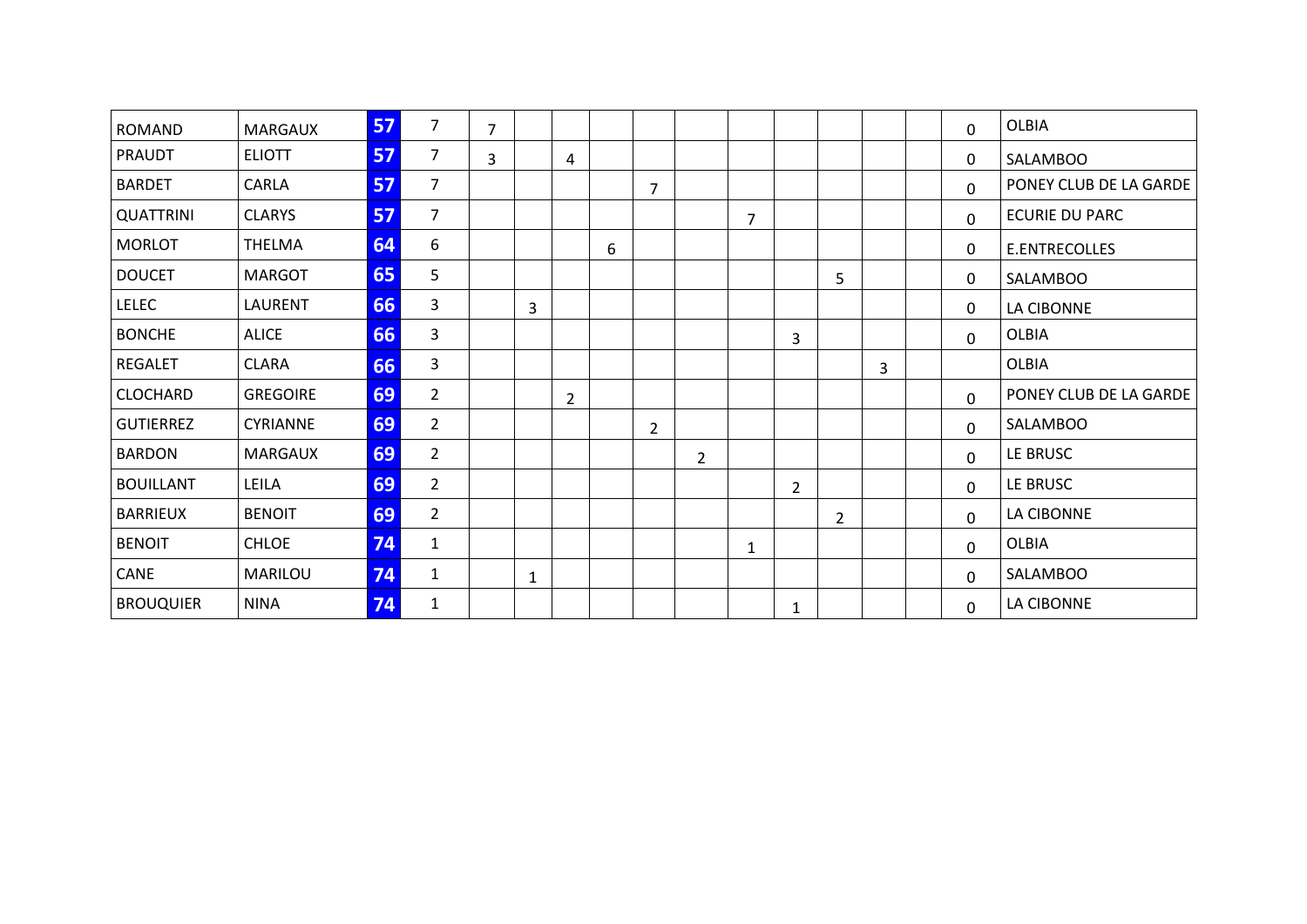| | | | | | | | | | | | | | | | | |
|---|---|---|---|---|---|---|---|---|---|---|---|---|---|---|---|---|
| ROMAND | MARGAUX | 57 | 7 | 7 | | | | | | | | | | | 0 | OLBIA |
| PRAUDT | ELIOTT | 57 | 7 | 3 | | 4 | | | | | | | | | 0 | SALAMBOO |
| BARDET | CARLA | 57 | 7 | | | | | 7 | | | | | | | 0 | PONEY CLUB DE LA GARDE |
| QUATTRINI | CLARYS | 57 | 7 | | | | | | | 7 | | | | | 0 | ECURIE DU PARC |
| MORLOT | THELMA | 64 | 6 | | | | 6 | | | | | | | | 0 | E.ENTRECOLLES |
| DOUCET | MARGOT | 65 | 5 | | | | | | | | | 5 | | | 0 | SALAMBOO |
| LELEC | LAURENT | 66 | 3 | | 3 | | | | | | | | | | 0 | LA CIBONNE |
| BONCHE | ALICE | 66 | 3 | | | | | | | | 3 | | | | 0 | OLBIA |
| REGALET | CLARA | 66 | 3 | | | | | | | | | | 3 | | | OLBIA |
| CLOCHARD | GREGOIRE | 69 | 2 | | | 2 | | | | | | | | | 0 | PONEY CLUB DE LA GARDE |
| GUTIERREZ | CYRIANNE | 69 | 2 | | | | | 2 | | | | | | | 0 | SALAMBOO |
| BARDON | MARGAUX | 69 | 2 | | | | | | 2 | | | | | | 0 | LE BRUSC |
| BOUILLANT | LEILA | 69 | 2 | | | | | | | | 2 | | | | 0 | LE BRUSC |
| BARRIEUX | BENOIT | 69 | 2 | | | | | | | | | 2 | | | 0 | LA CIBONNE |
| BENOIT | CHLOE | 74 | 1 | | | | | | | 1 | | | | | 0 | OLBIA |
| CANE | MARILOU | 74 | 1 | | 1 | | | | | | | | | | 0 | SALAMBOO |
| BROUQUIER | NINA | 74 | 1 | | | | | | | | 1 | | | | 0 | LA CIBONNE |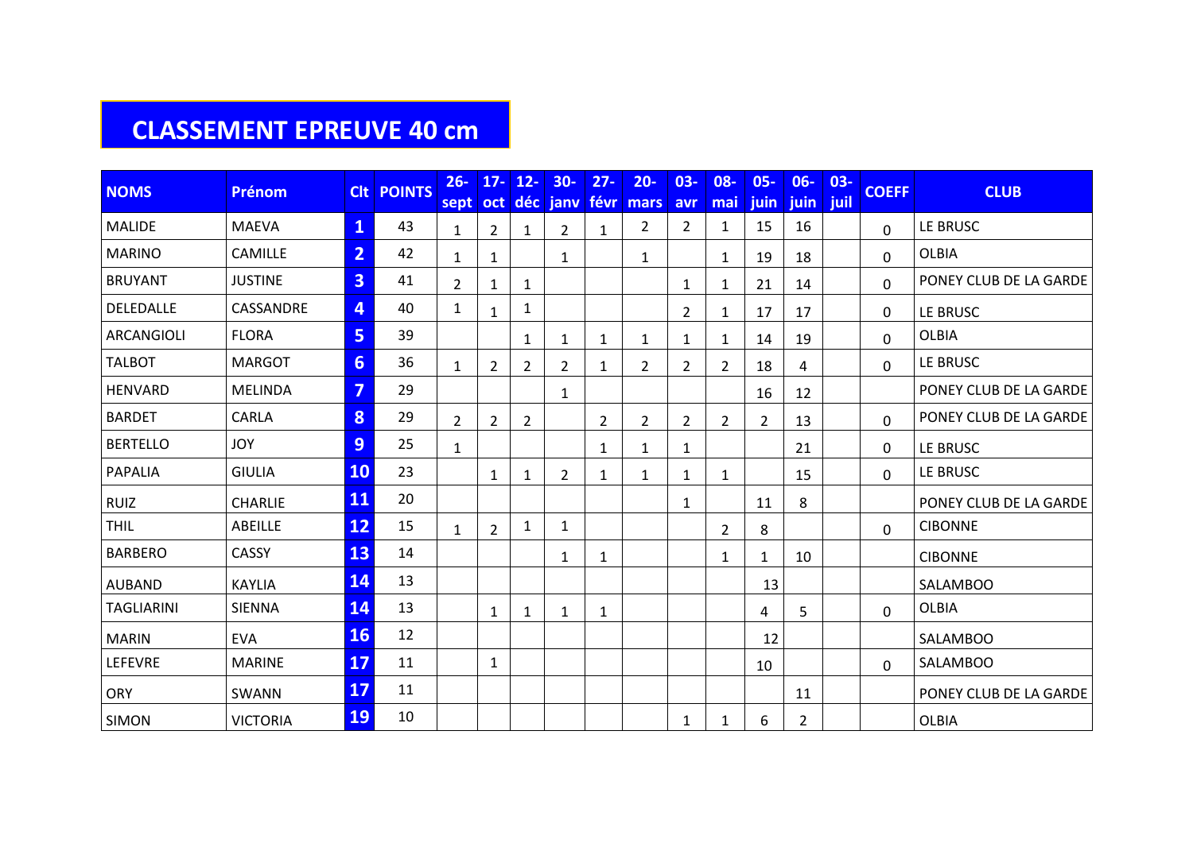# CLASSEMENT EPREUVE 40 cm

| NOMS | Prénom | Clt | POINTS | 26-sept | 17-oct | 12-déc | 30-janv | 27-févr | 20-mars | 03-avr | 08-mai | 05-juin | 06-juin | 03-juil | COEFF | CLUB |
|---|---|---|---|---|---|---|---|---|---|---|---|---|---|---|---|---|
| MALIDE | MAEVA | 1 | 43 | 1 | 2 | 1 | 2 | 1 | 2 | 2 | 1 | 15 | 16 | | 0 | LE BRUSC |
| MARINO | CAMILLE | 2 | 42 | 1 | 1 | | 1 | | 1 | | 1 | 19 | 18 | | 0 | OLBIA |
| BRUYANT | JUSTINE | 3 | 41 | 2 | 1 | 1 | | | | 1 | 1 | 21 | 14 | | 0 | PONEY CLUB DE LA GARDE |
| DELEDALLE | CASSANDRE | 4 | 40 | 1 | 1 | 1 | | | | 2 | 1 | 17 | 17 | | 0 | LE BRUSC |
| ARCANGIOLI | FLORA | 5 | 39 | | | 1 | 1 | 1 | 1 | 1 | 1 | 14 | 19 | | 0 | OLBIA |
| TALBOT | MARGOT | 6 | 36 | 1 | 2 | 2 | 2 | 1 | 2 | 2 | 2 | 18 | 4 | | 0 | LE BRUSC |
| HENVARD | MELINDA | 7 | 29 | | | | 1 | | | | | 16 | 12 | | | PONEY CLUB DE LA GARDE |
| BARDET | CARLA | 8 | 29 | 2 | 2 | 2 | | 2 | 2 | 2 | 2 | 2 | 13 | | 0 | PONEY CLUB DE LA GARDE |
| BERTELLO | JOY | 9 | 25 | 1 | | | | 1 | 1 | 1 | | | 21 | | 0 | LE BRUSC |
| PAPALIA | GIULIA | 10 | 23 | | 1 | 1 | 2 | 1 | 1 | 1 | 1 | | 15 | | 0 | LE BRUSC |
| RUIZ | CHARLIE | 11 | 20 | | | | | | | 1 | | 11 | 8 | | | PONEY CLUB DE LA GARDE |
| THIL | ABEILLE | 12 | 15 | 1 | 2 | 1 | 1 | | | | 2 | 8 | | | 0 | CIBONNE |
| BARBERO | CASSY | 13 | 14 | | | | 1 | 1 | | | 1 | 1 | 10 | | | CIBONNE |
| AUBAND | KAYLIA | 14 | 13 | | | | | | | | | 13 | | | | SALAMBOO |
| TAGLIARINI | SIENNA | 14 | 13 | | 1 | 1 | 1 | 1 | | | | 4 | 5 | | 0 | OLBIA |
| MARIN | EVA | 16 | 12 | | | | | | | | | 12 | | | | SALAMBOO |
| LEFEVRE | MARINE | 17 | 11 | | 1 | | | | | | | 10 | | | 0 | SALAMBOO |
| ORY | SWANN | 17 | 11 | | | | | | | | | | 11 | | | PONEY CLUB DE LA GARDE |
| SIMON | VICTORIA | 19 | 10 | | | | | | | 1 | 1 | 6 | 2 | | | OLBIA |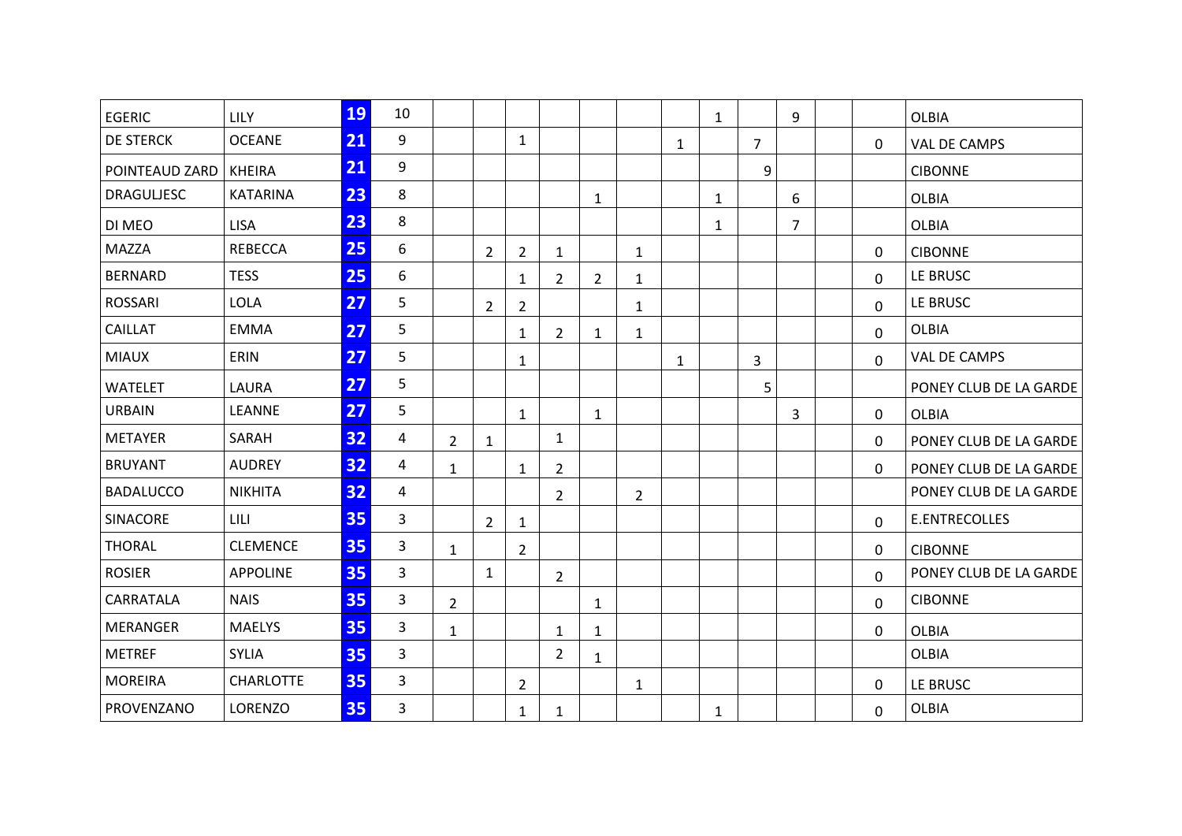| | | | | | | | | | | | | | | | | |
|---|---|---|---|---|---|---|---|---|---|---|---|---|---|---|---|---|
| EGERIC | LILY | 19 | 10 | | | | | | | | 1 | | 9 | | | OLBIA |
| DE STERCK | OCEANE | 21 | 9 | | | 1 | | | | 1 | | 7 | | | 0 | VAL DE CAMPS |
| POINTEAUD ZARD | KHEIRA | 21 | 9 | | | | | | | | | 9 | | | | CIBONNE |
| DRAGULJESC | KATARINA | 23 | 8 | | | | | 1 | | | 1 | | 6 | | | OLBIA |
| DI MEO | LISA | 23 | 8 | | | | | | | | 1 | | 7 | | | OLBIA |
| MAZZA | REBECCA | 25 | 6 | | 2 | 2 | 1 | | 1 | | | | | | 0 | CIBONNE |
| BERNARD | TESS | 25 | 6 | | | 1 | 2 | 2 | 1 | | | | | | 0 | LE BRUSC |
| ROSSARI | LOLA | 27 | 5 | | 2 | 2 | | | 1 | | | | | | 0 | LE BRUSC |
| CAILLAT | EMMA | 27 | 5 | | | 1 | 2 | 1 | 1 | | | | | | 0 | OLBIA |
| MIAUX | ERIN | 27 | 5 | | | 1 | | | | 1 | | 3 | | | 0 | VAL DE CAMPS |
| WATELET | LAURA | 27 | 5 | | | | | | | | | 5 | | | | PONEY CLUB DE LA GARDE |
| URBAIN | LEANNE | 27 | 5 | | | 1 | | 1 | | | | | 3 | | 0 | OLBIA |
| METAYER | SARAH | 32 | 4 | 2 | 1 | | 1 | | | | | | | | 0 | PONEY CLUB DE LA GARDE |
| BRUYANT | AUDREY | 32 | 4 | 1 | | 1 | 2 | | | | | | | | 0 | PONEY CLUB DE LA GARDE |
| BADALUCCO | NIKHITA | 32 | 4 | | | | 2 | | 2 | | | | | | | PONEY CLUB DE LA GARDE |
| SINACORE | LILI | 35 | 3 | | 2 | 1 | | | | | | | | | 0 | E.ENTRECOLLES |
| THORAL | CLEMENCE | 35 | 3 | 1 | | 2 | | | | | | | | | 0 | CIBONNE |
| ROSIER | APPOLINE | 35 | 3 | | 1 | | 2 | | | | | | | | 0 | PONEY CLUB DE LA GARDE |
| CARRATALA | NAIS | 35 | 3 | 2 | | | | 1 | | | | | | | 0 | CIBONNE |
| MERANGER | MAELYS | 35 | 3 | 1 | | | 1 | 1 | | | | | | | 0 | OLBIA |
| METREF | SYLIA | 35 | 3 | | | | 2 | 1 | | | | | | | | OLBIA |
| MOREIRA | CHARLOTTE | 35 | 3 | | | 2 | | | 1 | | | | | | 0 | LE BRUSC |
| PROVENZANO | LORENZO | 35 | 3 | | | 1 | 1 | | | | 1 | | | | 0 | OLBIA |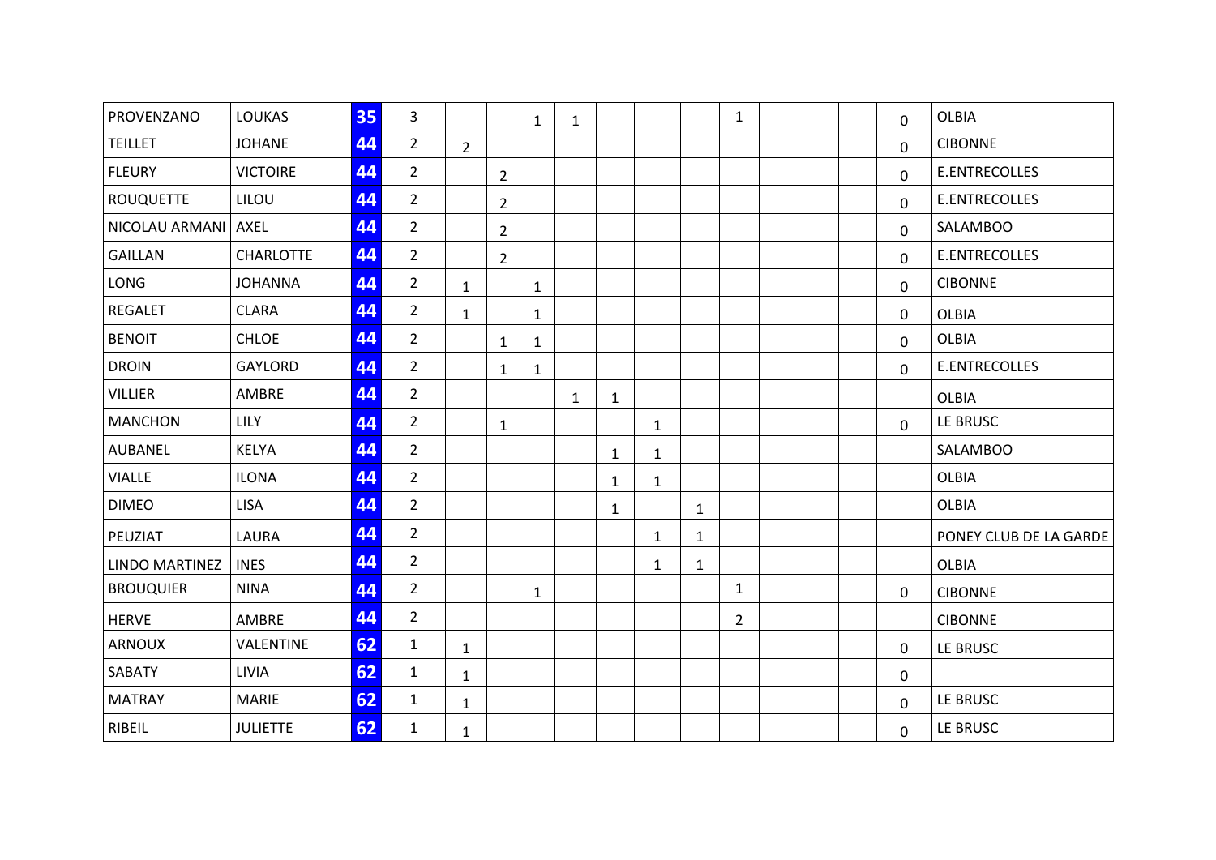| | | | | | | | | | | | | | | | | |
|---|---|---|---|---|---|---|---|---|---|---|---|---|---|---|---|---|
| PROVENZANO | LOUKAS | 35 | 3 | | | 1 | 1 | | | | 1 | | | | 0 | OLBIA |
| TEILLET | JOHANE | 44 | 2 | 2 | | | | | | | | | | | 0 | CIBONNE |
| FLEURY | VICTOIRE | 44 | 2 | | 2 | | | | | | | | | | 0 | E.ENTRECOLLES |
| ROUQUETTE | LILOU | 44 | 2 | | 2 | | | | | | | | | | 0 | E.ENTRECOLLES |
| NICOLAU ARMANI | AXEL | 44 | 2 | | 2 | | | | | | | | | | 0 | SALAMBOO |
| GAILLAN | CHARLOTTE | 44 | 2 | | 2 | | | | | | | | | | 0 | E.ENTRECOLLES |
| LONG | JOHANNA | 44 | 2 | 1 | | 1 | | | | | | | | | 0 | CIBONNE |
| REGALET | CLARA | 44 | 2 | 1 | | 1 | | | | | | | | | 0 | OLBIA |
| BENOIT | CHLOE | 44 | 2 | | 1 | 1 | | | | | | | | | 0 | OLBIA |
| DROIN | GAYLORD | 44 | 2 | | 1 | 1 | | | | | | | | | 0 | E.ENTRECOLLES |
| VILLIER | AMBRE | 44 | 2 | | | | 1 | 1 | | | | | | | | OLBIA |
| MANCHON | LILY | 44 | 2 | | 1 | | | | 1 | | | | | | 0 | LE BRUSC |
| AUBANEL | KELYA | 44 | 2 | | | | | 1 | 1 | | | | | | | SALAMBOO |
| VIALLE | ILONA | 44 | 2 | | | | | 1 | 1 | | | | | | | OLBIA |
| DIMEO | LISA | 44 | 2 | | | | | 1 | | 1 | | | | | | OLBIA |
| PEUZIAT | LAURA | 44 | 2 | | | | | | 1 | 1 | | | | | | PONEY CLUB DE LA GARDE |
| LINDO MARTINEZ | INES | 44 | 2 | | | | | | 1 | 1 | | | | | | OLBIA |
| BROUQUIER | NINA | 44 | 2 | | | 1 | | | | | 1 | | | | 0 | CIBONNE |
| HERVE | AMBRE | 44 | 2 | | | | | | | | 2 | | | | | CIBONNE |
| ARNOUX | VALENTINE | 62 | 1 | 1 | | | | | | | | | | | 0 | LE BRUSC |
| SABATY | LIVIA | 62 | 1 | 1 | | | | | | | | | | | 0 | |
| MATRAY | MARIE | 62 | 1 | 1 | | | | | | | | | | | 0 | LE BRUSC |
| RIBEIL | JULIETTE | 62 | 1 | 1 | | | | | | | | | | | 0 | LE BRUSC |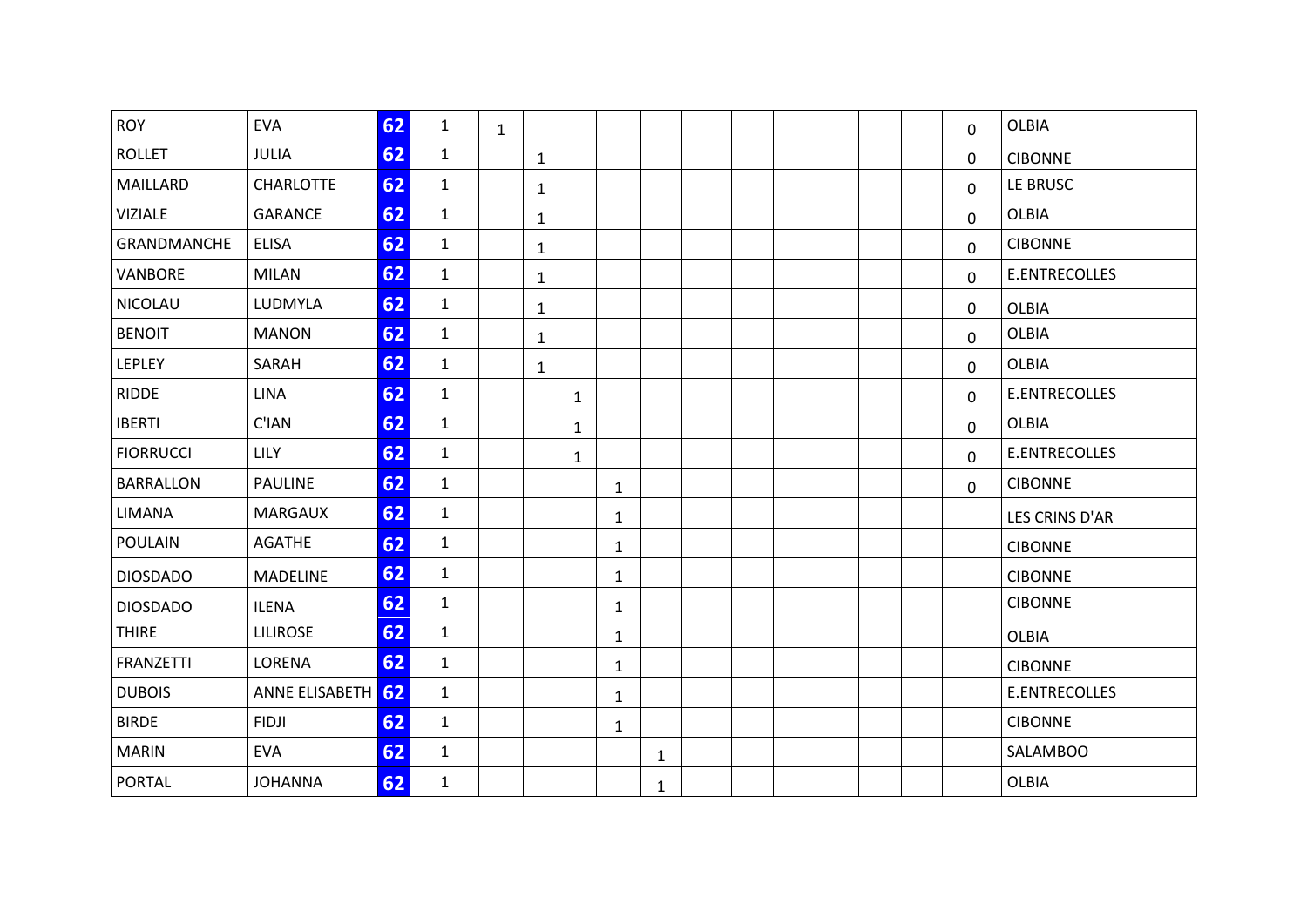| | | | | | | | | | | | | | | | | |
|---|---|---|---|---|---|---|---|---|---|---|---|---|---|---|---|---|
| ROY | EVA | 62 | 1 | 1 | | | | | | | | | | | 0 | OLBIA |
| ROLLET | JULIA | 62 | 1 | | 1 | | | | | | | | | | 0 | CIBONNE |
| MAILLARD | CHARLOTTE | 62 | 1 | | 1 | | | | | | | | | | 0 | LE BRUSC |
| VIZIALE | GARANCE | 62 | 1 | | 1 | | | | | | | | | | 0 | OLBIA |
| GRANDMANCHE | ELISA | 62 | 1 | | 1 | | | | | | | | | | 0 | CIBONNE |
| VANBORE | MILAN | 62 | 1 | | 1 | | | | | | | | | | 0 | E.ENTRECOLLES |
| NICOLAU | LUDMYLA | 62 | 1 | | 1 | | | | | | | | | | 0 | OLBIA |
| BENOIT | MANON | 62 | 1 | | 1 | | | | | | | | | | 0 | OLBIA |
| LEPLEY | SARAH | 62 | 1 | | 1 | | | | | | | | | | 0 | OLBIA |
| RIDDE | LINA | 62 | 1 | | | 1 | | | | | | | | | 0 | E.ENTRECOLLES |
| IBERTI | C'IAN | 62 | 1 | | | 1 | | | | | | | | | 0 | OLBIA |
| FIORRUCCI | LILY | 62 | 1 | | | 1 | | | | | | | | | 0 | E.ENTRECOLLES |
| BARRALLON | PAULINE | 62 | 1 | | | | 1 | | | | | | | | 0 | CIBONNE |
| LIMANA | MARGAUX | 62 | 1 | | | | 1 | | | | | | | | | LES CRINS D'AR |
| POULAIN | AGATHE | 62 | 1 | | | | 1 | | | | | | | | | CIBONNE |
| DIOSDADO | MADELINE | 62 | 1 | | | | 1 | | | | | | | | | CIBONNE |
| DIOSDADO | ILENA | 62 | 1 | | | | 1 | | | | | | | | | CIBONNE |
| THIRE | LILIROSE | 62 | 1 | | | | 1 | | | | | | | | | OLBIA |
| FRANZETTI | LORENA | 62 | 1 | | | | 1 | | | | | | | | | CIBONNE |
| DUBOIS | ANNE ELISABETH | 62 | 1 | | | | 1 | | | | | | | | | E.ENTRECOLLES |
| BIRDE | FIDJI | 62 | 1 | | | | 1 | | | | | | | | | CIBONNE |
| MARIN | EVA | 62 | 1 | | | | | 1 | | | | | | | | SALAMBOO |
| PORTAL | JOHANNA | 62 | 1 | | | | | 1 | | | | | | | | OLBIA |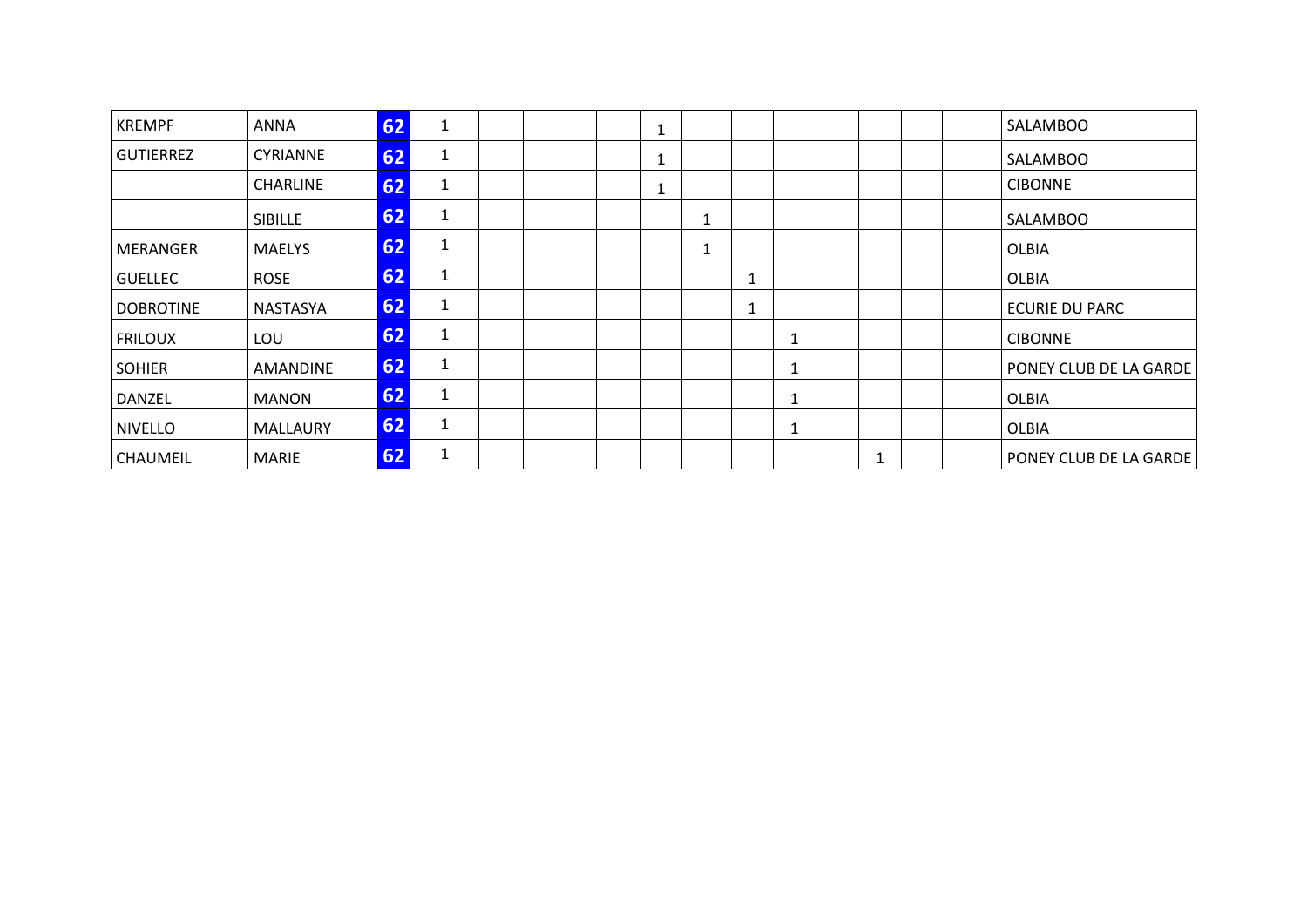| | | | | | | | | | | | | | | | | |
|---|---|---|---|---|---|---|---|---|---|---|---|---|---|---|---|---|
| KREMPF | ANNA | 62 | 1 | | | | | 1 | | | | | | | | SALAMBOO |
| GUTIERREZ | CYRIANNE | 62 | 1 | | | | | 1 | | | | | | | | SALAMBOO |
| | CHARLINE | 62 | 1 | | | | | 1 | | | | | | | | CIBONNE |
| | SIBILLE | 62 | 1 | | | | | | 1 | | | | | | | SALAMBOO |
| MERANGER | MAELYS | 62 | 1 | | | | | | 1 | | | | | | | OLBIA |
| GUELLEC | ROSE | 62 | 1 | | | | | | | 1 | | | | | | OLBIA |
| DOBROTINE | NASTASYA | 62 | 1 | | | | | | | 1 | | | | | | ECURIE DU PARC |
| FRILOUX | LOU | 62 | 1 | | | | | | | | 1 | | | | | CIBONNE |
| SOHIER | AMANDINE | 62 | 1 | | | | | | | | 1 | | | | | PONEY CLUB DE LA GARDE |
| DANZEL | MANON | 62 | 1 | | | | | | | | 1 | | | | | OLBIA |
| NIVELLO | MALLAURY | 62 | 1 | | | | | | | | 1 | | | | | OLBIA |
| CHAUMEIL | MARIE | 62 | 1 | | | | | | | | | | 1 | | | PONEY CLUB DE LA GARDE |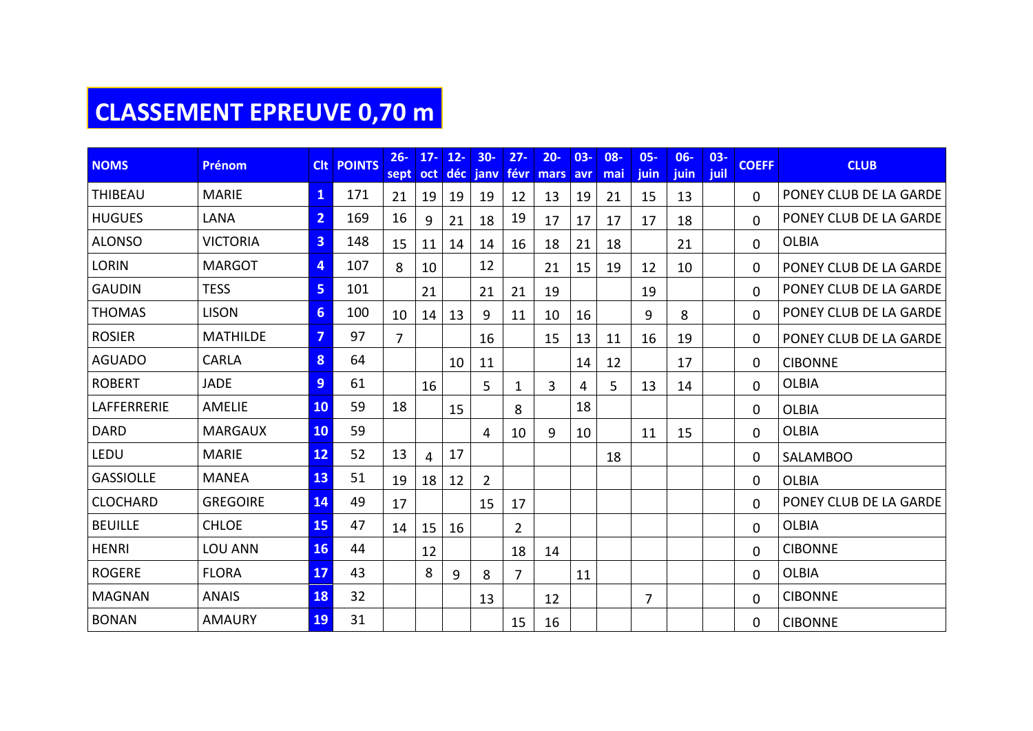# CLASSEMENT EPREUVE 0,70 m

| NOMS | Prénom | Clt | POINTS | 26-sept | 17-oct | 12-déc | 30-janv | 27-févr | 20-mars | 03-avr | 08-mai | 05-juin | 06-juin | 03-juil | COEFF | CLUB |
|---|---|---|---|---|---|---|---|---|---|---|---|---|---|---|---|---|
| THIBEAU | MARIE | 1 | 171 | 21 | 19 | 19 | 19 | 12 | 13 | 19 | 21 | 15 | 13 | | 0 | PONEY CLUB DE LA GARDE |
| HUGUES | LANA | 2 | 169 | 16 | 9 | 21 | 18 | 19 | 17 | 17 | 17 | 17 | 18 | | 0 | PONEY CLUB DE LA GARDE |
| ALONSO | VICTORIA | 3 | 148 | 15 | 11 | 14 | 14 | 16 | 18 | 21 | 18 | | 21 | | 0 | OLBIA |
| LORIN | MARGOT | 4 | 107 | 8 | 10 | | 12 | | 21 | 15 | 19 | 12 | 10 | | 0 | PONEY CLUB DE LA GARDE |
| GAUDIN | TESS | 5 | 101 | | 21 | | 21 | 21 | 19 | | | 19 | | | 0 | PONEY CLUB DE LA GARDE |
| THOMAS | LISON | 6 | 100 | 10 | 14 | 13 | 9 | 11 | 10 | 16 | | 9 | 8 | | 0 | PONEY CLUB DE LA GARDE |
| ROSIER | MATHILDE | 7 | 97 | 7 | | | 16 | | 15 | 13 | 11 | 16 | 19 | | 0 | PONEY CLUB DE LA GARDE |
| AGUADO | CARLA | 8 | 64 | | | 10 | 11 | | | 14 | 12 | | 17 | | 0 | CIBONNE |
| ROBERT | JADE | 9 | 61 | | 16 | | 5 | 1 | 3 | 4 | 5 | 13 | 14 | | 0 | OLBIA |
| LAFFERRERIE | AMELIE | 10 | 59 | 18 | | 15 | | 8 | | 18 | | | | | 0 | OLBIA |
| DARD | MARGAUX | 10 | 59 | | | | 4 | 10 | 9 | 10 | | 11 | 15 | | 0 | OLBIA |
| LEDU | MARIE | 12 | 52 | 13 | 4 | 17 | | | | | 18 | | | | 0 | SALAMBOO |
| GASSIOLLE | MANEA | 13 | 51 | 19 | 18 | 12 | 2 | | | | | | | | 0 | OLBIA |
| CLOCHARD | GREGOIRE | 14 | 49 | 17 | | | 15 | 17 | | | | | | | 0 | PONEY CLUB DE LA GARDE |
| BEUILLE | CHLOE | 15 | 47 | 14 | 15 | 16 | | 2 | | | | | | | 0 | OLBIA |
| HENRI | LOU ANN | 16 | 44 | | 12 | | | 18 | 14 | | | | | | 0 | CIBONNE |
| ROGERE | FLORA | 17 | 43 | | 8 | 9 | 8 | 7 | | 11 | | | | | 0 | OLBIA |
| MAGNAN | ANAIS | 18 | 32 | | | | 13 | | 12 | | | 7 | | | 0 | CIBONNE |
| BONAN | AMAURY | 19 | 31 | | | | | 15 | 16 | | | | | | 0 | CIBONNE |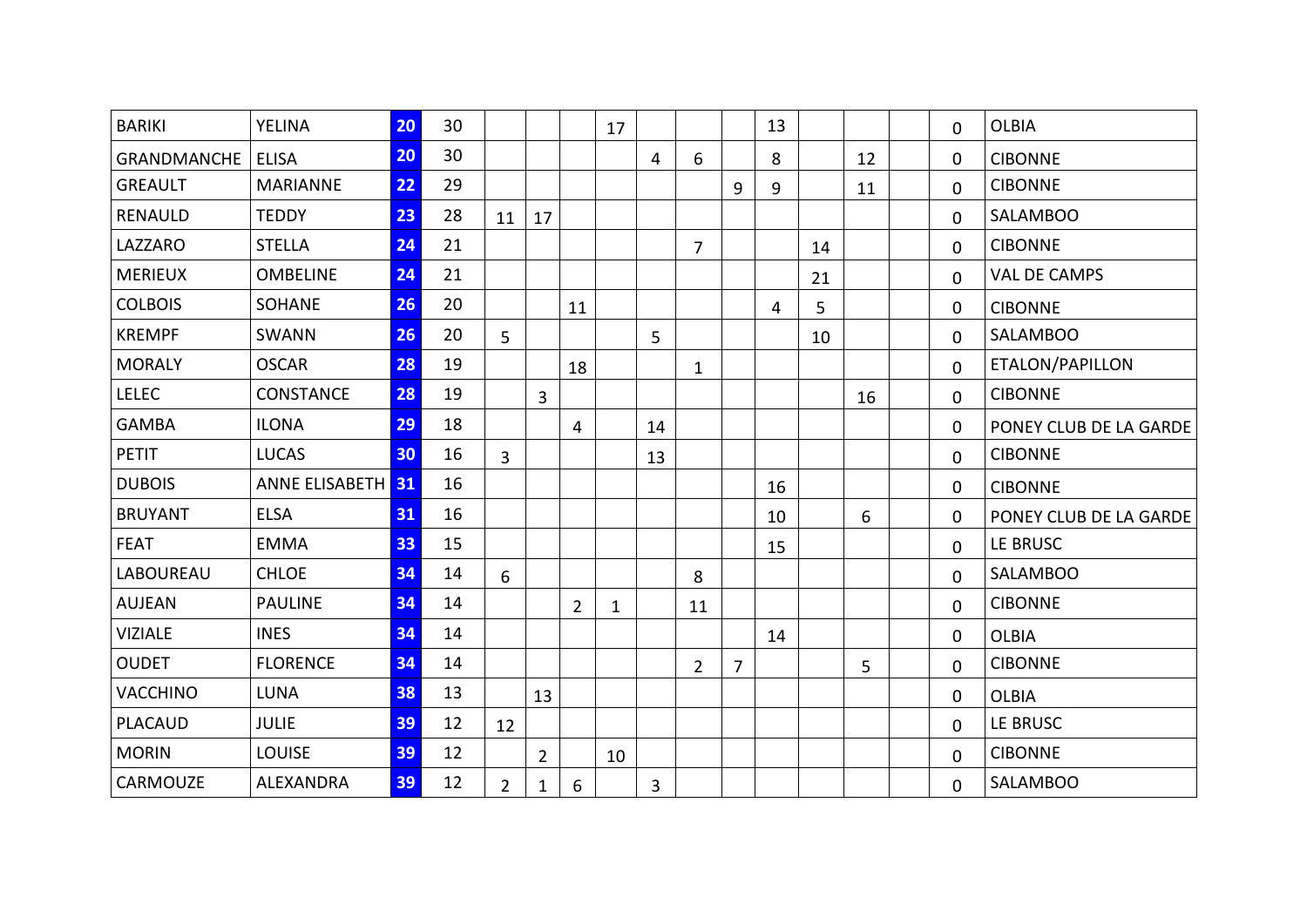| | | | | | | | | | | | | | | | | |
|---|---|---|---|---|---|---|---|---|---|---|---|---|---|---|---|---|
| BARIKI | YELINA | 20 | 30 | | | | 17 | | | | 13 | | | | 0 | OLBIA |
| GRANDMANCHE | ELISA | 20 | 30 | | | | | 4 | 6 | | 8 | | 12 | | 0 | CIBONNE |
| GREAULT | MARIANNE | 22 | 29 | | | | | | | 9 | 9 | | 11 | | 0 | CIBONNE |
| RENAULD | TEDDY | 23 | 28 | 11 | 17 | | | | | | | | | | 0 | SALAMBOO |
| LAZZARO | STELLA | 24 | 21 | | | | | | 7 | | | 14 | | | 0 | CIBONNE |
| MERIEUX | OMBELINE | 24 | 21 | | | | | | | | | 21 | | | 0 | VAL DE CAMPS |
| COLBOIS | SOHANE | 26 | 20 | | | 11 | | | | | 4 | 5 | | | 0 | CIBONNE |
| KREMPF | SWANN | 26 | 20 | 5 | | | | 5 | | | | 10 | | | 0 | SALAMBOO |
| MORALY | OSCAR | 28 | 19 | | | 18 | | | 1 | | | | | | 0 | ETALON/PAPILLON |
| LELEC | CONSTANCE | 28 | 19 | | 3 | | | | | | | | 16 | | 0 | CIBONNE |
| GAMBA | ILONA | 29 | 18 | | | 4 | | 14 | | | | | | | 0 | PONEY CLUB DE LA GARDE |
| PETIT | LUCAS | 30 | 16 | 3 | | | | 13 | | | | | | | 0 | CIBONNE |
| DUBOIS | ANNE ELISABETH | 31 | 16 | | | | | | | | 16 | | | | 0 | CIBONNE |
| BRUYANT | ELSA | 31 | 16 | | | | | | | | 10 | | 6 | | 0 | PONEY CLUB DE LA GARDE |
| FEAT | EMMA | 33 | 15 | | | | | | | | 15 | | | | 0 | LE BRUSC |
| LABOUREAU | CHLOE | 34 | 14 | 6 | | | | | 8 | | | | | | 0 | SALAMBOO |
| AUJEAN | PAULINE | 34 | 14 | | | 2 | 1 | | 11 | | | | | | 0 | CIBONNE |
| VIZIALE | INES | 34 | 14 | | | | | | | | 14 | | | | 0 | OLBIA |
| OUDET | FLORENCE | 34 | 14 | | | | | | 2 | 7 | | | 5 | | 0 | CIBONNE |
| VACCHINO | LUNA | 38 | 13 | | 13 | | | | | | | | | | 0 | OLBIA |
| PLACAUD | JULIE | 39 | 12 | 12 | | | | | | | | | | | 0 | LE BRUSC |
| MORIN | LOUISE | 39 | 12 | | 2 | | 10 | | | | | | | | 0 | CIBONNE |
| CARMOUZE | ALEXANDRA | 39 | 12 | 2 | 1 | 6 | | 3 | | | | | | | 0 | SALAMBOO |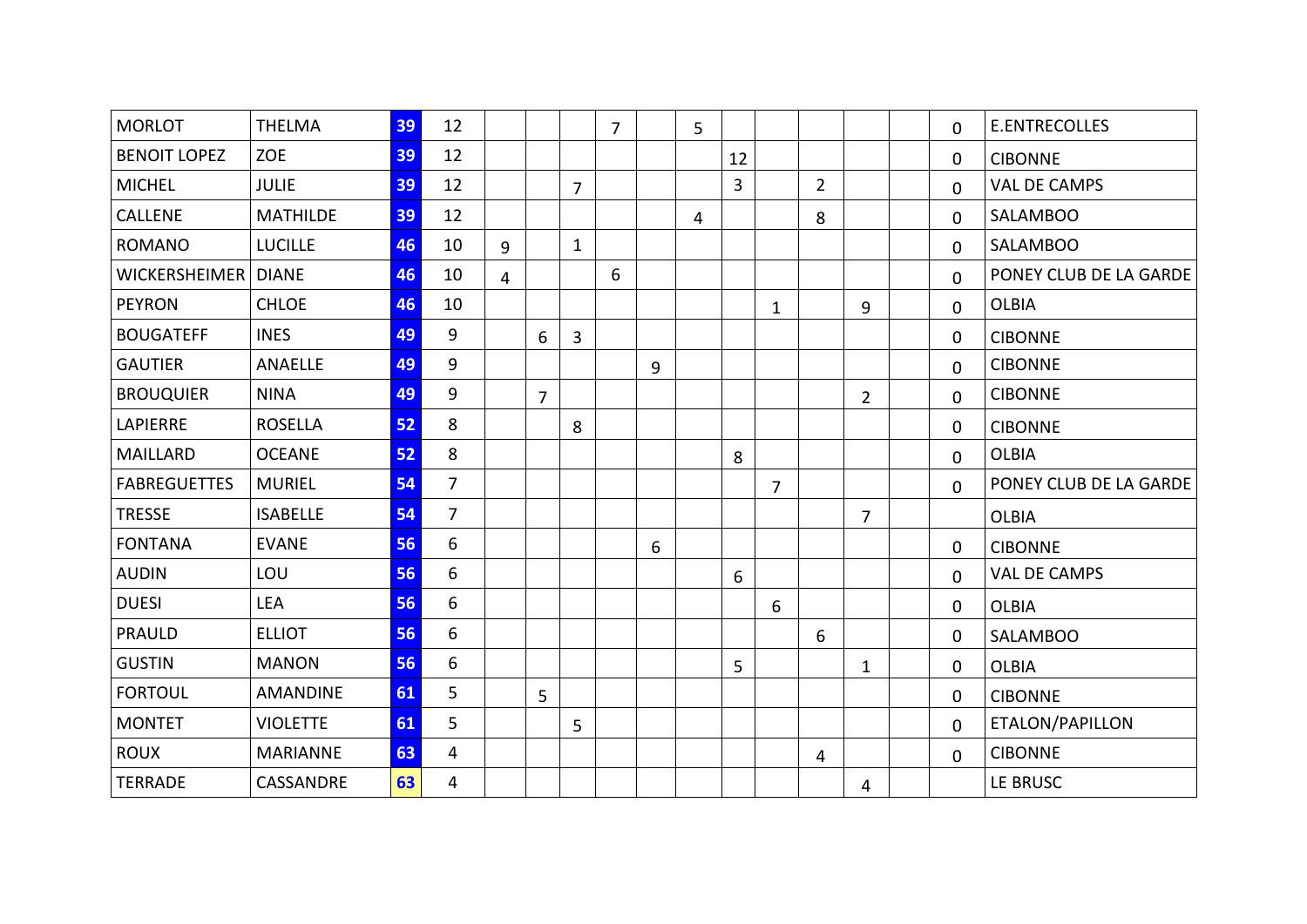| | | | | | | | | | | | | | | | | |
|---|---|---|---|---|---|---|---|---|---|---|---|---|---|---|---|---|
| MORLOT | THELMA | 39 | 12 | | | | 7 | | 5 | | | | | | 0 | E.ENTRECOLLES |
| BENOIT LOPEZ | ZOE | 39 | 12 | | | | | | | 12 | | | | | 0 | CIBONNE |
| MICHEL | JULIE | 39 | 12 | | | 7 | | | | 3 | | 2 | | | 0 | VAL DE CAMPS |
| CALLENE | MATHILDE | 39 | 12 | | | | | | 4 | | | 8 | | | 0 | SALAMBOO |
| ROMANO | LUCILLE | 46 | 10 | 9 | | 1 | | | | | | | | | 0 | SALAMBOO |
| WICKERSHEIMER | DIANE | 46 | 10 | 4 | | | 6 | | | | | | | | 0 | PONEY CLUB DE LA GARDE |
| PEYRON | CHLOE | 46 | 10 | | | | | | | | 1 | | 9 | | 0 | OLBIA |
| BOUGATEFF | INES | 49 | 9 | | 6 | 3 | | | | | | | | | 0 | CIBONNE |
| GAUTIER | ANAELLE | 49 | 9 | | | | | 9 | | | | | | | 0 | CIBONNE |
| BROUQUIER | NINA | 49 | 9 | | 7 | | | | | | | | 2 | | 0 | CIBONNE |
| LAPIERRE | ROSELLA | 52 | 8 | | | 8 | | | | | | | | | 0 | CIBONNE |
| MAILLARD | OCEANE | 52 | 8 | | | | | | | 8 | | | | | 0 | OLBIA |
| FABREGUETTES | MURIEL | 54 | 7 | | | | | | | | 7 | | | | 0 | PONEY CLUB DE LA GARDE |
| TRESSE | ISABELLE | 54 | 7 | | | | | | | | | | 7 | | | OLBIA |
| FONTANA | EVANE | 56 | 6 | | | | | 6 | | | | | | | 0 | CIBONNE |
| AUDIN | LOU | 56 | 6 | | | | | | | 6 | | | | | 0 | VAL DE CAMPS |
| DUESI | LEA | 56 | 6 | | | | | | | | 6 | | | | 0 | OLBIA |
| PRAULD | ELLIOT | 56 | 6 | | | | | | | | | 6 | | | 0 | SALAMBOO |
| GUSTIN | MANON | 56 | 6 | | | | | | | 5 | | | 1 | | 0 | OLBIA |
| FORTOUL | AMANDINE | 61 | 5 | | 5 | | | | | | | | | | 0 | CIBONNE |
| MONTET | VIOLETTE | 61 | 5 | | | 5 | | | | | | | | | 0 | ETALON/PAPILLON |
| ROUX | MARIANNE | 63 | 4 | | | | | | | | | 4 | | | 0 | CIBONNE |
| TERRADE | CASSANDRE | 63 | 4 | | | | | | | | | | 4 | | | LE BRUSC |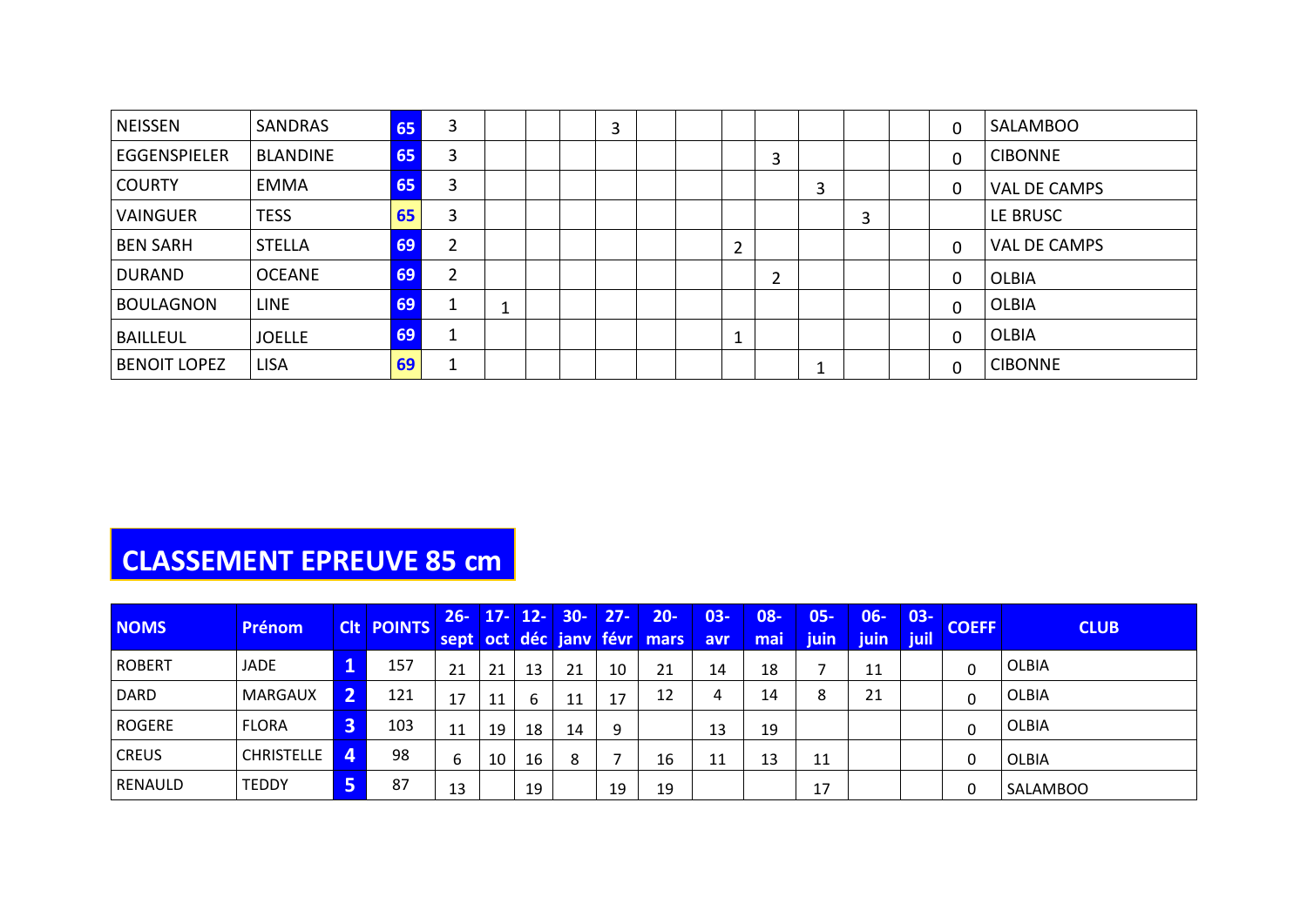| NEISSEN | SANDRAS | 65 | 3 | | | | 3 | | | | | | | | 0 | SALAMBOO |
|---|---|---|---|---|---|---|---|---|---|---|---|---|---|---|---|---|
| EGGENSPIELER | BLANDINE | 65 | 3 | | | | | | | | 3 | | | | 0 | CIBONNE |
| COURTY | EMMA | 65 | 3 | | | | | | | | | 3 | | | 0 | VAL DE CAMPS |
| VAINGUER | TESS | 65 | 3 | | | | | | | | | | 3 | | | LE BRUSC |
| BEN SARH | STELLA | 69 | 2 | | | | | | | 2 | | | | | 0 | VAL DE CAMPS |
| DURAND | OCEANE | 69 | 2 | | | | | | | | 2 | | | | 0 | OLBIA |
| BOULAGNON | LINE | 69 | 1 | 1 | | | | | | | | | | | 0 | OLBIA |
| BAILLEUL | JOELLE | 69 | 1 | | | | | | | 1 | | | | | 0 | OLBIA |
| BENOIT LOPEZ | LISA | 69 | 1 | | | | | | | | | 1 | | | 0 | CIBONNE |

# CLASSEMENT EPREUVE 85 cm

| NOMS | Prénom | Clt | POINTS | 26-sept | 17-oct | 12-déc | 30-janv | 27-févr | 20-mars | 03-avr | 08-mai | 05-juin | 06-juin | 03-juil | COEFF | CLUB |
|---|---|---|---|---|---|---|---|---|---|---|---|---|---|---|---|---|
| ROBERT | JADE | 1 | 157 | 21 | 21 | 13 | 21 | 10 | 21 | 14 | 18 | 7 | 11 | | 0 | OLBIA |
| DARD | MARGAUX | 2 | 121 | 17 | 11 | 6 | 11 | 17 | 12 | 4 | 14 | 8 | 21 | | 0 | OLBIA |
| ROGERE | FLORA | 3 | 103 | 11 | 19 | 18 | 14 | 9 | | 13 | 19 | | | | 0 | OLBIA |
| CREUS | CHRISTELLE | 4 | 98 | 6 | 10 | 16 | 8 | 7 | 16 | 11 | 13 | 11 | | | 0 | OLBIA |
| RENAULD | TEDDY | 5 | 87 | 13 | | 19 | | 19 | 19 | | | 17 | | | 0 | SALAMBOO |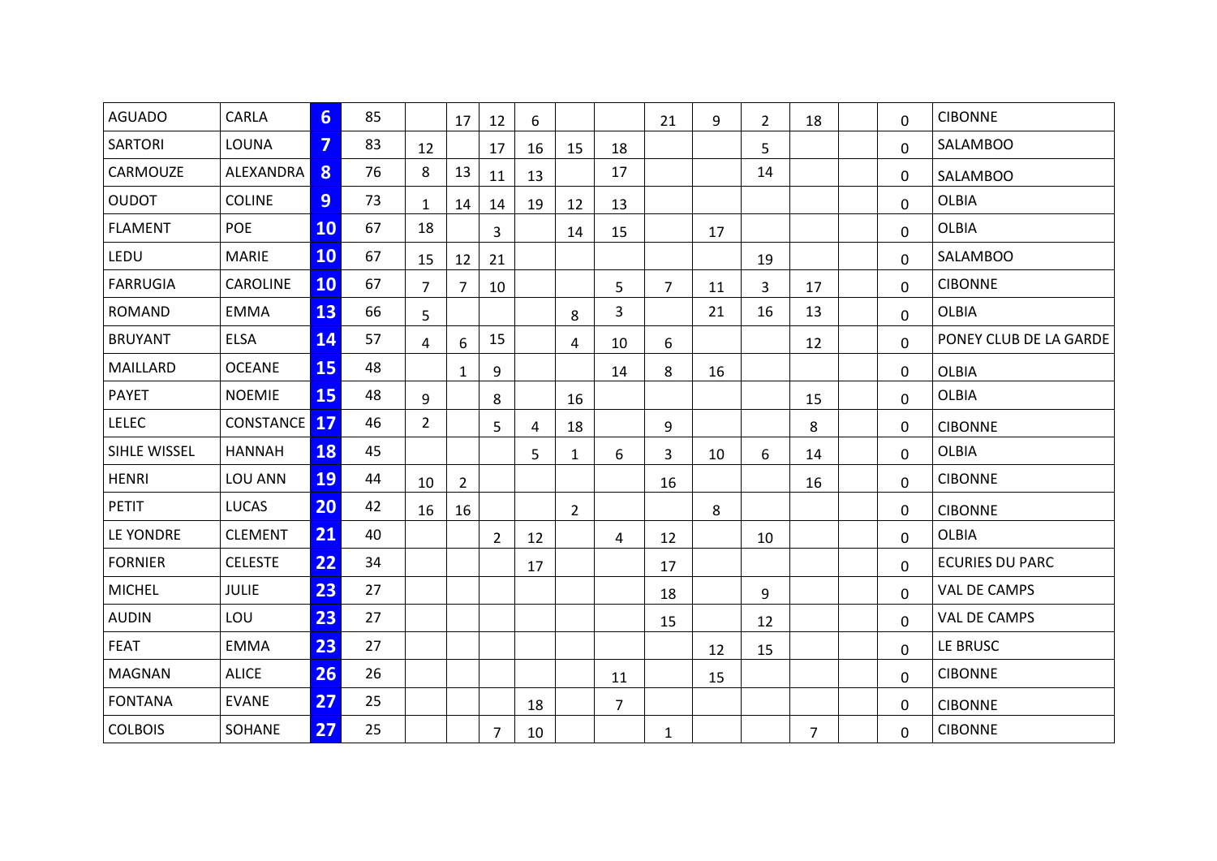| | | | | | | | | | | | | | | | | |
|---|---|---|---|---|---|---|---|---|---|---|---|---|---|---|---|---|
| AGUADO | CARLA | 6 | 85 | | 17 | 12 | 6 | | | 21 | 9 | 2 | 18 | | 0 | CIBONNE |
| SARTORI | LOUNA | 7 | 83 | 12 | | 17 | 16 | 15 | 18 | | | 5 | | | 0 | SALAMBOO |
| CARMOUZE | ALEXANDRA | 8 | 76 | 8 | 13 | 11 | 13 | | 17 | | | 14 | | | 0 | SALAMBOO |
| OUDOT | COLINE | 9 | 73 | 1 | 14 | 14 | 19 | 12 | 13 | | | | | | 0 | OLBIA |
| FLAMENT | POE | 10 | 67 | 18 | | 3 | | 14 | 15 | | 17 | | | | 0 | OLBIA |
| LEDU | MARIE | 10 | 67 | 15 | 12 | 21 | | | | | | 19 | | | 0 | SALAMBOO |
| FARRUGIA | CAROLINE | 10 | 67 | 7 | 7 | 10 | | | 5 | 7 | 11 | 3 | 17 | | 0 | CIBONNE |
| ROMAND | EMMA | 13 | 66 | 5 | | | | 8 | 3 | | 21 | 16 | 13 | | 0 | OLBIA |
| BRUYANT | ELSA | 14 | 57 | 4 | 6 | 15 | | 4 | 10 | 6 | | | 12 | | 0 | PONEY CLUB DE LA GARDE |
| MAILLARD | OCEANE | 15 | 48 | | 1 | 9 | | | 14 | 8 | 16 | | | | 0 | OLBIA |
| PAYET | NOEMIE | 15 | 48 | 9 | | 8 | | 16 | | | | | 15 | | 0 | OLBIA |
| LELEC | CONSTANCE | 17 | 46 | 2 | | 5 | 4 | 18 | | 9 | | | 8 | | 0 | CIBONNE |
| SIHLE WISSEL | HANNAH | 18 | 45 | | | | 5 | 1 | 6 | 3 | 10 | 6 | 14 | | 0 | OLBIA |
| HENRI | LOU ANN | 19 | 44 | 10 | 2 | | | | | 16 | | | 16 | | 0 | CIBONNE |
| PETIT | LUCAS | 20 | 42 | 16 | 16 | | | 2 | | | 8 | | | | 0 | CIBONNE |
| LE YONDRE | CLEMENT | 21 | 40 | | | 2 | 12 | | 4 | 12 | | 10 | | | 0 | OLBIA |
| FORNIER | CELESTE | 22 | 34 | | | | 17 | | | 17 | | | | | 0 | ECURIES DU PARC |
| MICHEL | JULIE | 23 | 27 | | | | | | | 18 | | 9 | | | 0 | VAL DE CAMPS |
| AUDIN | LOU | 23 | 27 | | | | | | | 15 | | 12 | | | 0 | VAL DE CAMPS |
| FEAT | EMMA | 23 | 27 | | | | | | | | 12 | 15 | | | 0 | LE BRUSC |
| MAGNAN | ALICE | 26 | 26 | | | | | | 11 | | 15 | | | | 0 | CIBONNE |
| FONTANA | EVANE | 27 | 25 | | | | 18 | | 7 | | | | | | 0 | CIBONNE |
| COLBOIS | SOHANE | 27 | 25 | | | 7 | 10 | | | 1 | | | 7 | | 0 | CIBONNE |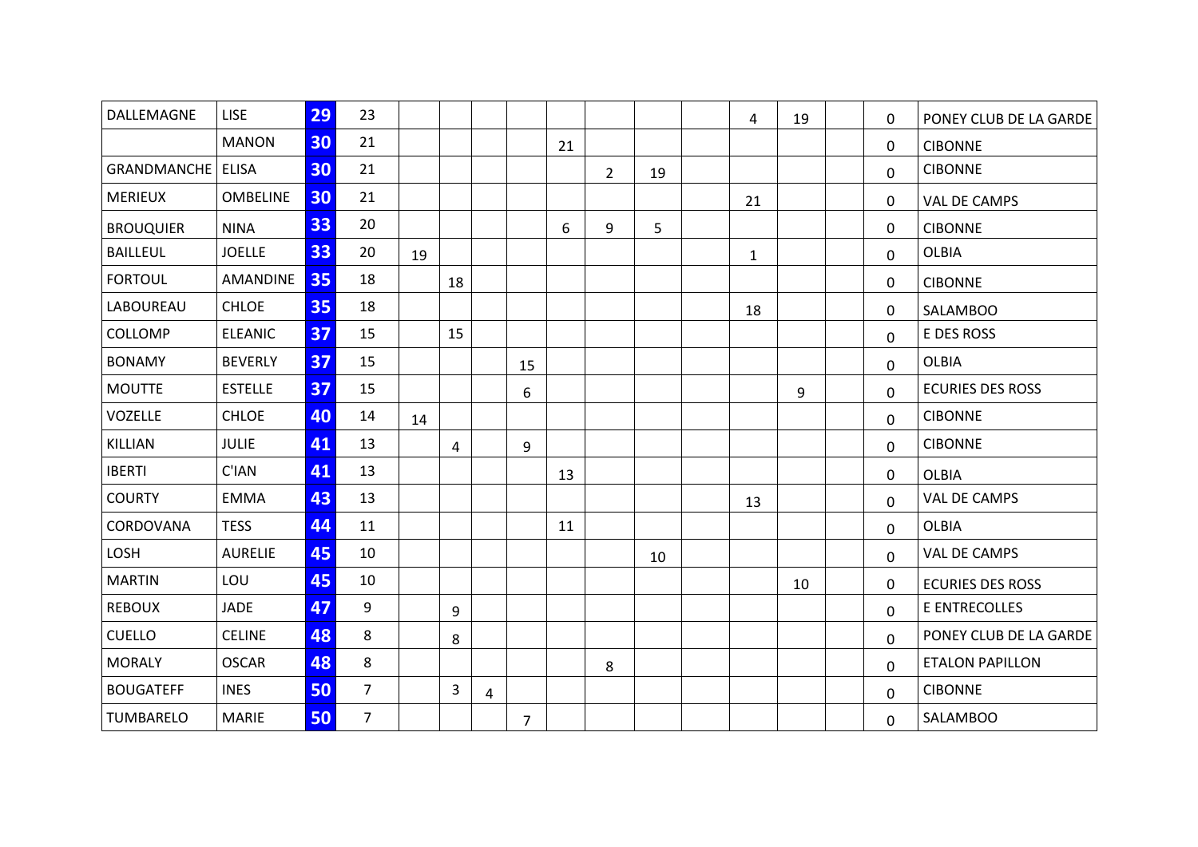| | | | | | | | | | | | | | | | | |
|---|---|---|---|---|---|---|---|---|---|---|---|---|---|---|---|---|
| DALLEMAGNE | LISE | 29 | 23 | | | | | | | | | 4 | 19 | | 0 | PONEY CLUB DE LA GARDE |
| | MANON | 30 | 21 | | | | | 21 | | | | | | | 0 | CIBONNE |
| GRANDMANCHE | ELISA | 30 | 21 | | | | | | 2 | 19 | | | | | 0 | CIBONNE |
| MERIEUX | OMBELINE | 30 | 21 | | | | | | | | | 21 | | | 0 | VAL DE CAMPS |
| BROUQUIER | NINA | 33 | 20 | | | | | 6 | 9 | 5 | | | | | 0 | CIBONNE |
| BAILLEUL | JOELLE | 33 | 20 | 19 | | | | | | | | 1 | | | 0 | OLBIA |
| FORTOUL | AMANDINE | 35 | 18 | | 18 | | | | | | | | | | 0 | CIBONNE |
| LABOUREAU | CHLOE | 35 | 18 | | | | | | | | | 18 | | | 0 | SALAMBOO |
| COLLOMP | ELEANIC | 37 | 15 | | 15 | | | | | | | | | | 0 | E DES ROSS |
| BONAMY | BEVERLY | 37 | 15 | | | | 15 | | | | | | | | 0 | OLBIA |
| MOUTTE | ESTELLE | 37 | 15 | | | | 6 | | | | | | 9 | | 0 | ECURIES DES ROSS |
| VOZELLE | CHLOE | 40 | 14 | 14 | | | | | | | | | | | 0 | CIBONNE |
| KILLIAN | JULIE | 41 | 13 | | 4 | | 9 | | | | | | | | 0 | CIBONNE |
| IBERTI | C'IAN | 41 | 13 | | | | | 13 | | | | | | | 0 | OLBIA |
| COURTY | EMMA | 43 | 13 | | | | | | | | | 13 | | | 0 | VAL DE CAMPS |
| CORDOVANA | TESS | 44 | 11 | | | | | 11 | | | | | | | 0 | OLBIA |
| LOSH | AURELIE | 45 | 10 | | | | | | | 10 | | | | | 0 | VAL DE CAMPS |
| MARTIN | LOU | 45 | 10 | | | | | | | | | | 10 | | 0 | ECURIES DES ROSS |
| REBOUX | JADE | 47 | 9 | | 9 | | | | | | | | | | 0 | E ENTRECOLLES |
| CUELLO | CELINE | 48 | 8 | | 8 | | | | | | | | | | 0 | PONEY CLUB DE LA GARDE |
| MORALY | OSCAR | 48 | 8 | | | | | | 8 | | | | | | 0 | ETALON PAPILLON |
| BOUGATEFF | INES | 50 | 7 | | 3 | 4 | | | | | | | | | 0 | CIBONNE |
| TUMBARELO | MARIE | 50 | 7 | | | | 7 | | | | | | | | 0 | SALAMBOO |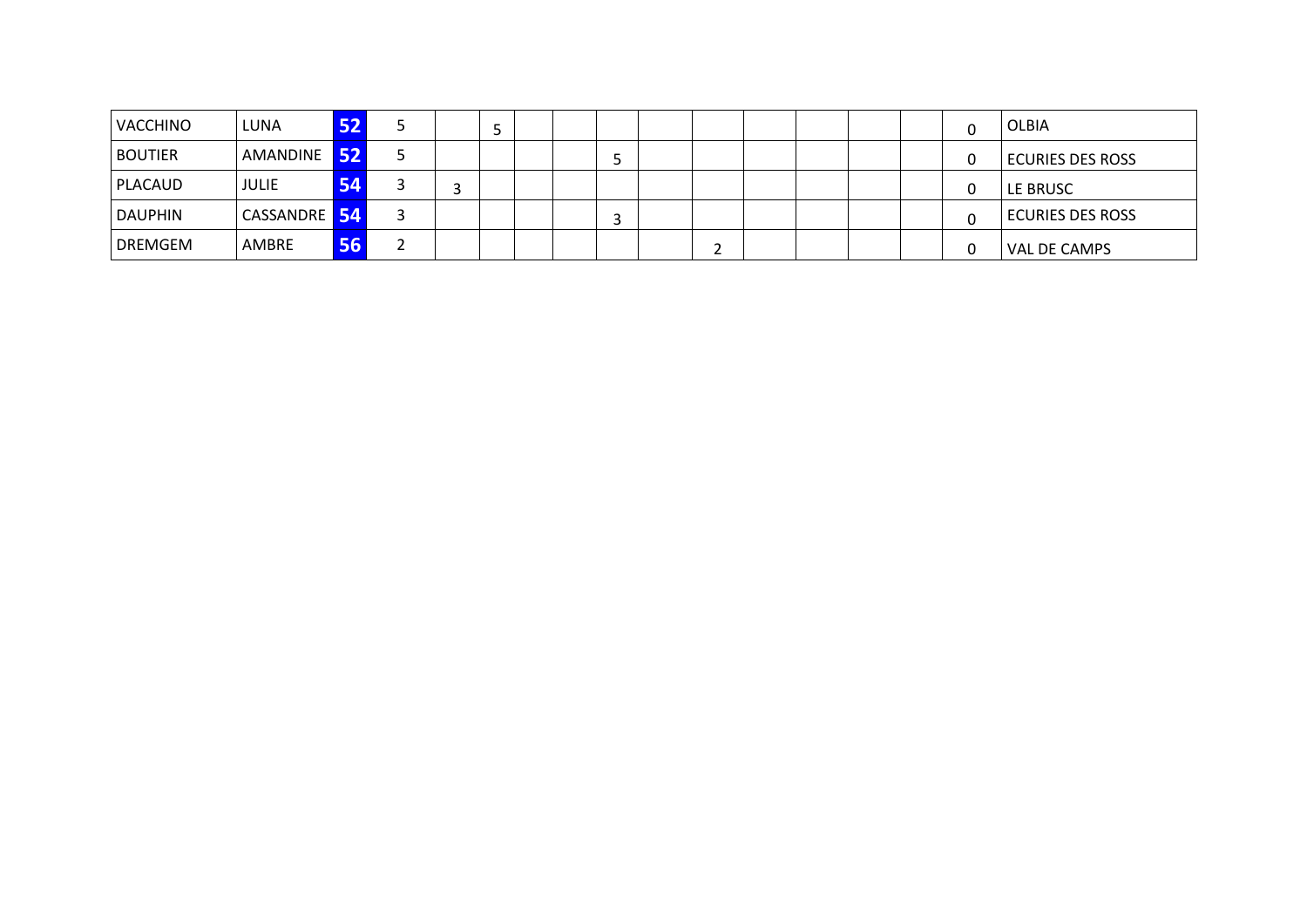| | | | | | | | | | | | | | | | | |
|---|---|---|---|---|---|---|---|---|---|---|---|---|---|---|---|---|
| VACCHINO | LUNA | 52 | 5 | | 5 | | | | | | | | | | 0 | OLBIA |
| BOUTIER | AMANDINE | 52 | 5 | | | | | 5 | | | | | | | 0 | ECURIES DES ROSS |
| PLACAUD | JULIE | 54 | 3 | 3 | | | | | | | | | | | 0 | LE BRUSC |
| DAUPHIN | CASSANDRE | 54 | 3 | | | | | 3 | | | | | | | 0 | ECURIES DES ROSS |
| DREMGEM | AMBRE | 56 | 2 | | | | | | | 2 | | | | | 0 | VAL DE CAMPS |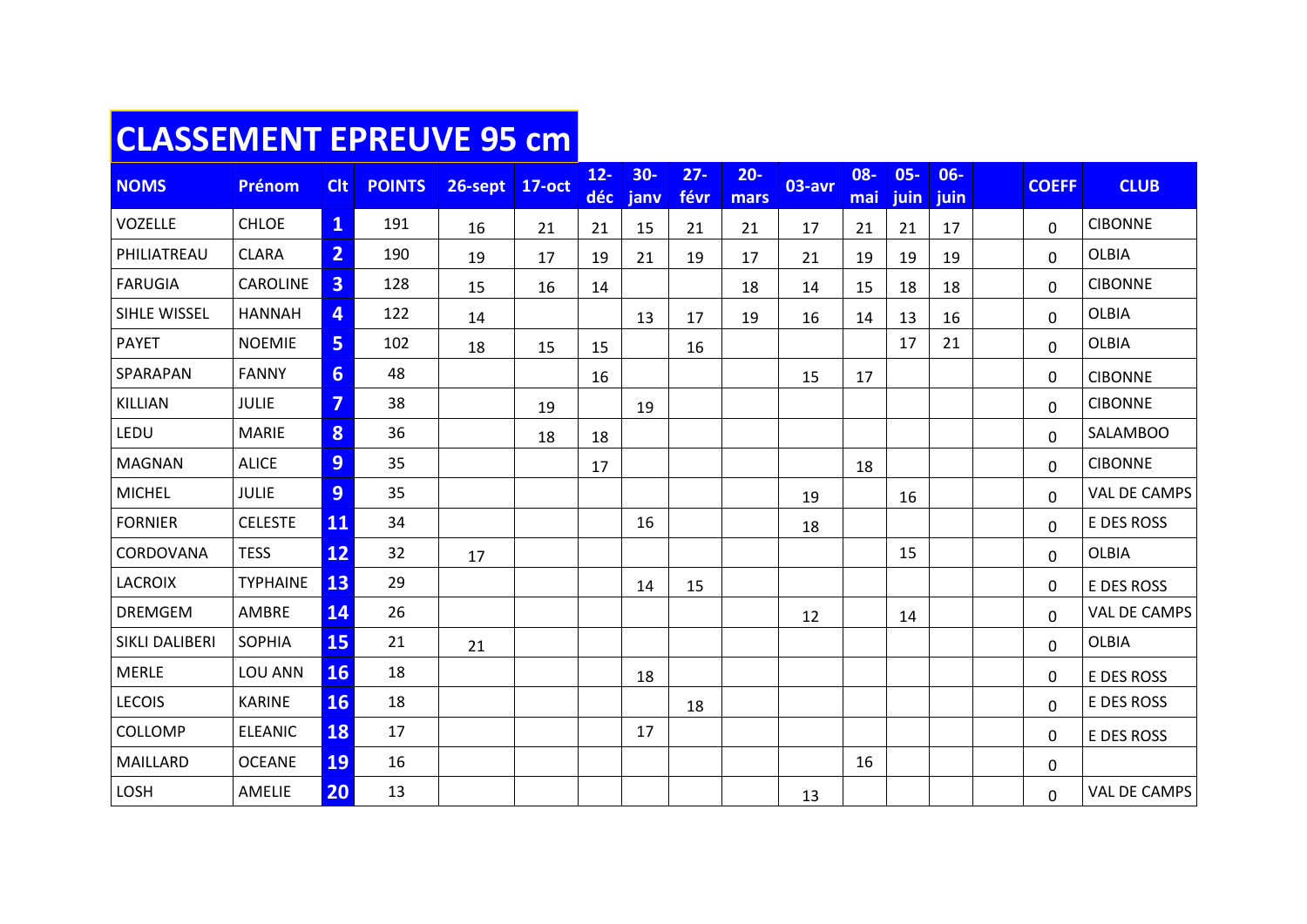# CLASSEMENT EPREUVE 95 cm

| NOMS | Prénom | Clt | POINTS | 26-sept | 17-oct | 12-déc | 30-janv | 27-févr | 20-mars | 03-avr | 08-mai | 05-juin | 06-juin | | COEFF | CLUB |
|---|---|---|---|---|---|---|---|---|---|---|---|---|---|---|---|---|
| VOZELLE | CHLOE | 1 | 191 | 16 | 21 | 21 | 15 | 21 | 21 | 17 | 21 | 21 | 17 | | 0 | CIBONNE |
| PHILIATREAU | CLARA | 2 | 190 | 19 | 17 | 19 | 21 | 19 | 17 | 21 | 19 | 19 | 19 | | 0 | OLBIA |
| FARUGIA | CAROLINE | 3 | 128 | 15 | 16 | 14 | | | 18 | 14 | 15 | 18 | 18 | | 0 | CIBONNE |
| SIHLE WISSEL | HANNAH | 4 | 122 | 14 | | | 13 | 17 | 19 | 16 | 14 | 13 | 16 | | 0 | OLBIA |
| PAYET | NOEMIE | 5 | 102 | 18 | 15 | 15 | | 16 | | | | 17 | 21 | | 0 | OLBIA |
| SPARAPAN | FANNY | 6 | 48 | | | 16 | | | | 15 | 17 | | | | 0 | CIBONNE |
| KILLIAN | JULIE | 7 | 38 | | 19 | | 19 | | | | | | | | 0 | CIBONNE |
| LEDU | MARIE | 8 | 36 | | 18 | 18 | | | | | | | | | 0 | SALAMBOO |
| MAGNAN | ALICE | 9 | 35 | | | 17 | | | | | 18 | | | | 0 | CIBONNE |
| MICHEL | JULIE | 9 | 35 | | | | | | | 19 | | 16 | | | 0 | VAL DE CAMPS |
| FORNIER | CELESTE | 11 | 34 | | | | 16 | | | 18 | | | | | 0 | E DES ROSS |
| CORDOVANA | TESS | 12 | 32 | 17 | | | | | | | | 15 | | | 0 | OLBIA |
| LACROIX | TYPHAINE | 13 | 29 | | | | 14 | 15 | | | | | | | 0 | E DES ROSS |
| DREMGEM | AMBRE | 14 | 26 | | | | | | | 12 | | 14 | | | 0 | VAL DE CAMPS |
| SIKLI DALIBERI | SOPHIA | 15 | 21 | 21 | | | | | | | | | | | 0 | OLBIA |
| MERLE | LOU ANN | 16 | 18 | | | | 18 | | | | | | | | 0 | E DES ROSS |
| LECOIS | KARINE | 16 | 18 | | | | | 18 | | | | | | | 0 | E DES ROSS |
| COLLOMP | ELEANIC | 18 | 17 | | | | 17 | | | | | | | | 0 | E DES ROSS |
| MAILLARD | OCEANE | 19 | 16 | | | | | | | | 16 | | | | 0 | |
| LOSH | AMELIE | 20 | 13 | | | | | | | 13 | | | | | 0 | VAL DE CAMPS |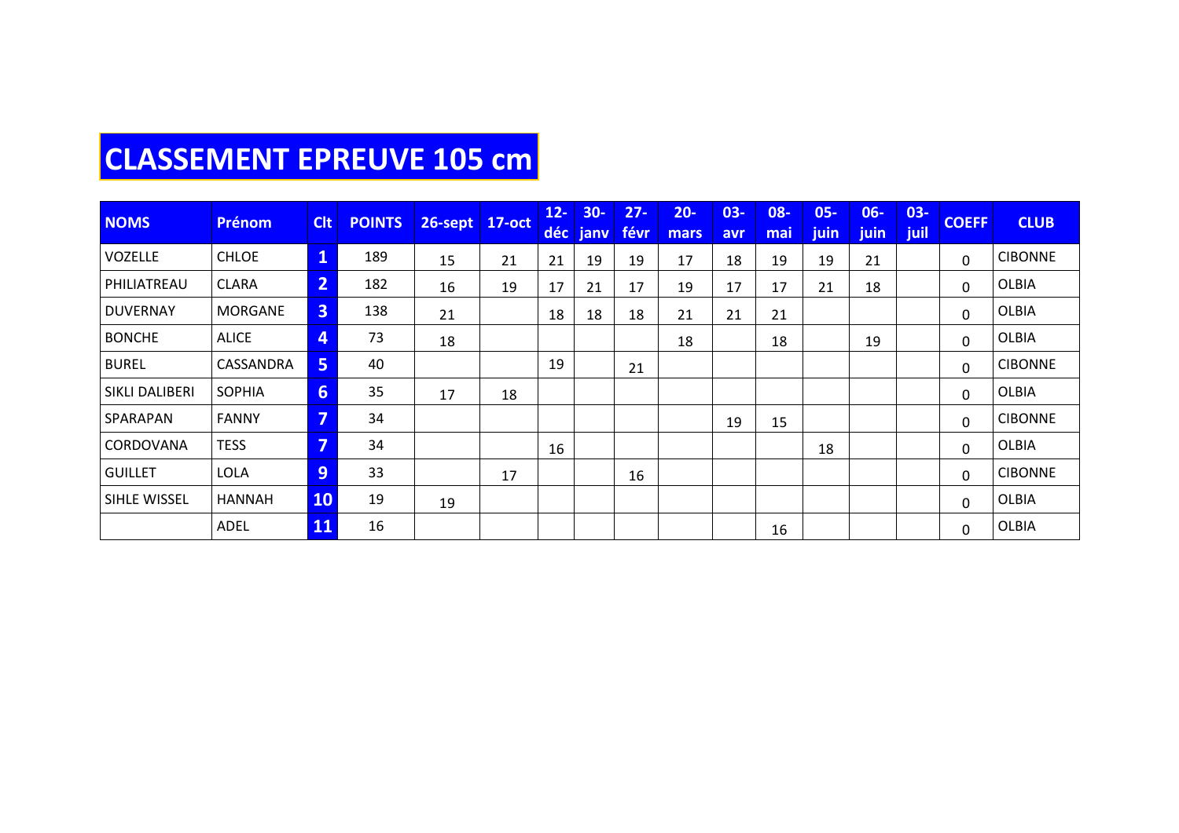# CLASSEMENT EPREUVE 105 cm

| NOMS | Prénom | Clt | POINTS | 26-sept | 17-oct | 12-déc | 30-janv | 27-févr | 20-mars | 03-avr | 08-mai | 05-juin | 06-juin | 03-juil | COEFF | CLUB |
|---|---|---|---|---|---|---|---|---|---|---|---|---|---|---|---|---|
| VOZELLE | CHLOE | 1 | 189 | 15 | 21 | 21 | 19 | 19 | 17 | 18 | 19 | 19 | 21 | | 0 | CIBONNE |
| PHILIATREAU | CLARA | 2 | 182 | 16 | 19 | 17 | 21 | 17 | 19 | 17 | 17 | 21 | 18 | | 0 | OLBIA |
| DUVERNAY | MORGANE | 3 | 138 | 21 | | 18 | 18 | 18 | 21 | 21 | 21 | | | | 0 | OLBIA |
| BONCHE | ALICE | 4 | 73 | 18 | | | | | 18 | | 18 | | 19 | | 0 | OLBIA |
| BUREL | CASSANDRA | 5 | 40 | | | 19 | | 21 | | | | | | | 0 | CIBONNE |
| SIKLI DALIBERI | SOPHIA | 6 | 35 | 17 | 18 | | | | | | | | | | 0 | OLBIA |
| SPARAPAN | FANNY | 7 | 34 | | | | | | | 19 | 15 | | | | 0 | CIBONNE |
| CORDOVANA | TESS | 7 | 34 | | | 16 | | | | | | 18 | | | 0 | OLBIA |
| GUILLET | LOLA | 9 | 33 | | 17 | | | 16 | | | | | | | 0 | CIBONNE |
| SIHLE WISSEL | HANNAH | 10 | 19 | 19 | | | | | | | | | | | 0 | OLBIA |
| | ADEL | 11 | 16 | | | | | | | | 16 | | | | 0 | OLBIA |